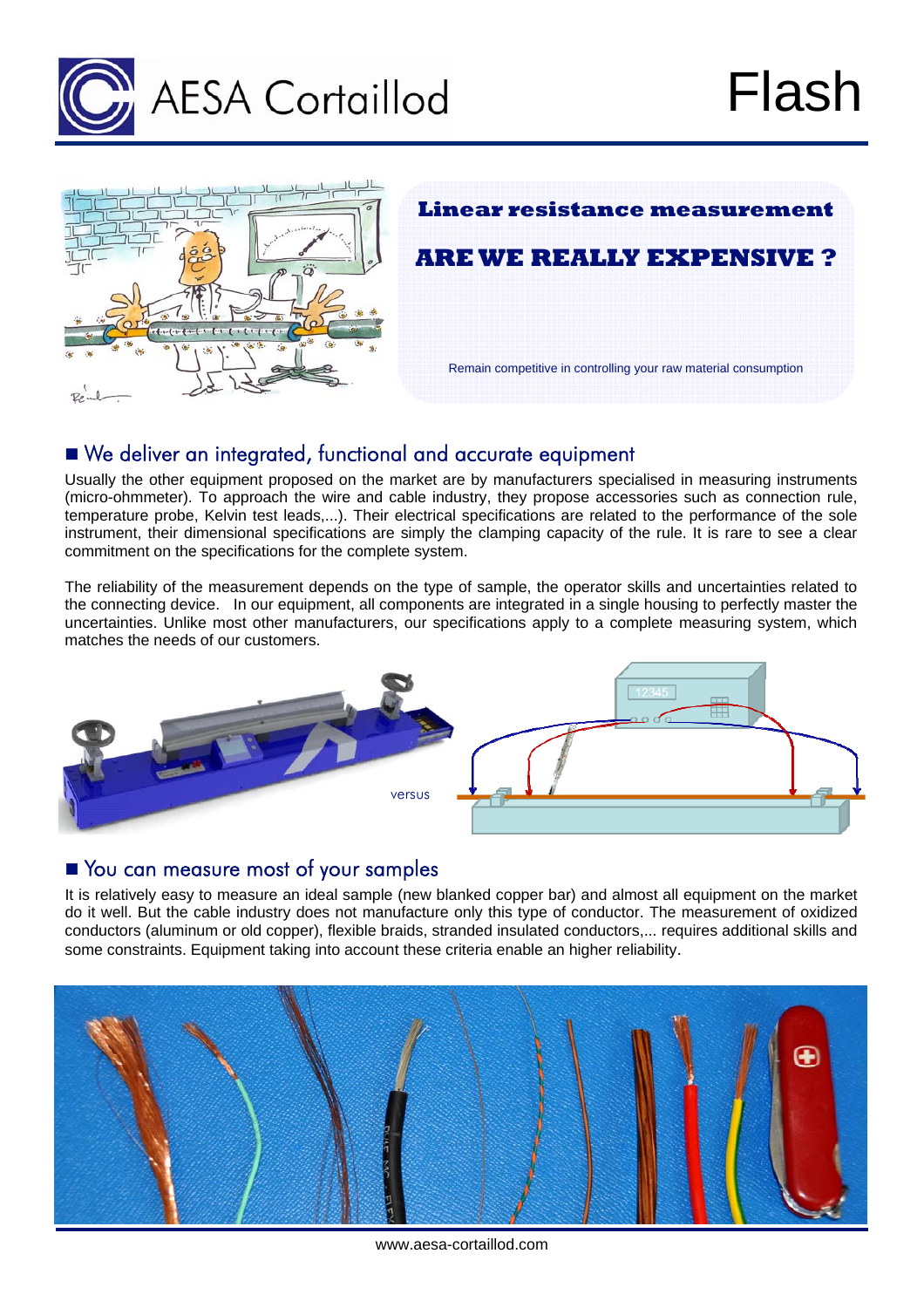AESA Cortaillod

# Flash

## Linear resistance measurement

## ARE WE REALLY EXPENSIVE ?

Remain competitive in controlling your raw material consumption

## ■ We deliver an integrated, functional and accurate equipment

Usually the other equipment proposed on the market are by manufacturers specialised in measuring instruments (micro-ohmmeter). To approach the wire and cable industry, they propose accessories such as connection rule, temperature probe, Kelvin test leads,...). Their electrical specifications are related to the performance of the sole instrument, their dimensional specifications are simply the clamping capacity of the rule. It is rare to see a clear commitment on the specifications for the complete system.

The reliability of the measurement depends on the type of sample, the operator skills and uncertainties related to the connecting device. In our equipment, all components are integrated in a single housing to perfectly master the uncertainties. Unlike most other manufacturers, our specifications apply to a complete measuring system, which matches the needs of our customers.

versus

## ■ You can measure most of your samples

It is relatively easy to measure an ideal sample (new blanked copper bar) and almost all equipment on the market do it well. But the cable industry does not manufacture only this type of conductor. The measurement of oxidized conductors (aluminum or old copper), flexible braids, stranded insulated conductors,... requires additional skills and some constraints. Equipment taking into account these criteria enable an higher reliability.

www.aesa-cortaillod.com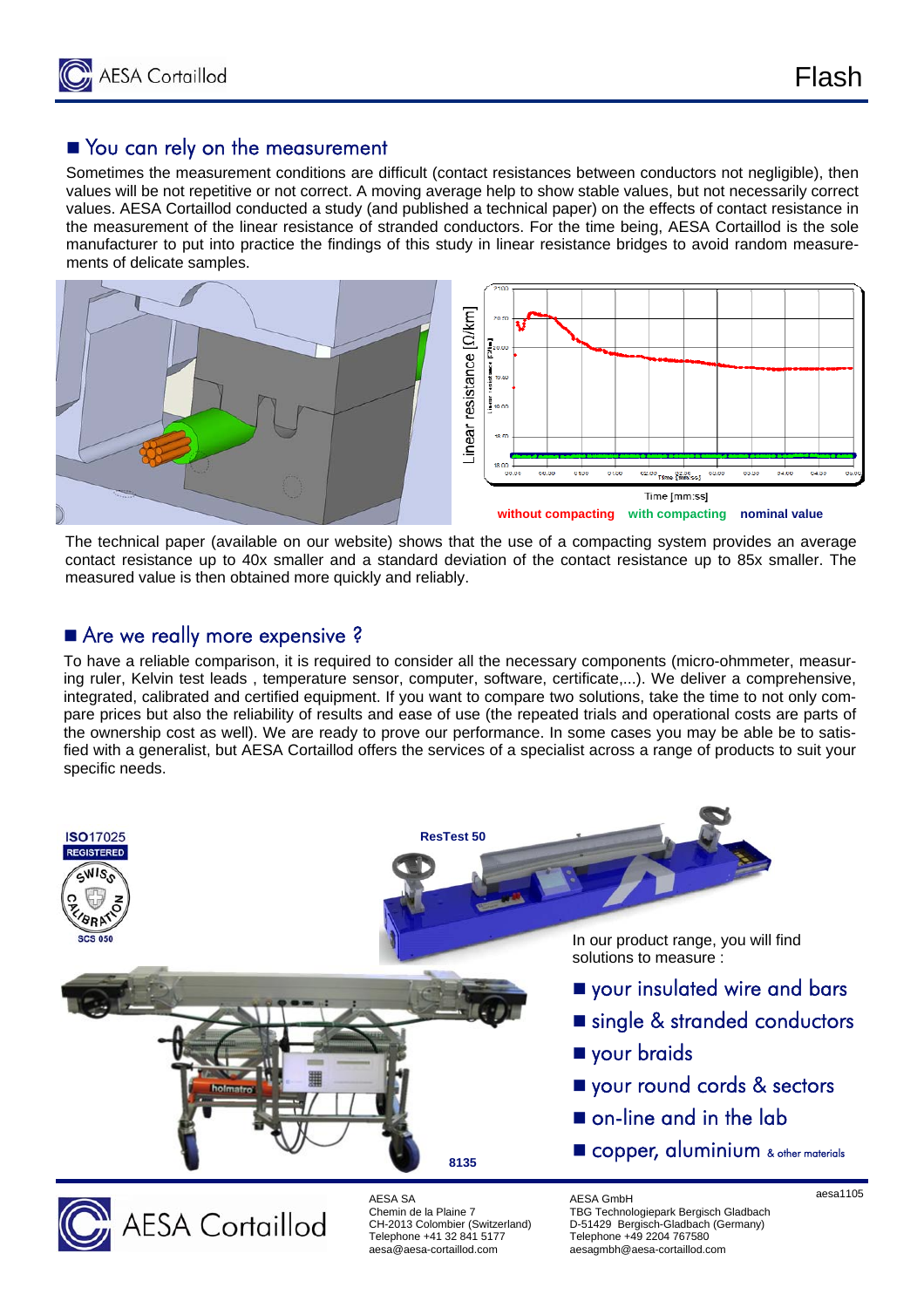## ■ You can rely on the measurement

Sometimes the measurement conditions are difficult (contact resistances between conductors not negligible), then values will be not repetitive or not correct. A moving average help to show stable values, but not necessarily correct values. AESA Cortaillod conducted a study (and published a technical paper) on the effects of contact resistance in the measurement of the linear resistance of stranded conductors. For the time being, AESA Cortaillod is the sole manufacturer to put into practice the findings of this study in linear resistance bridges to avoid random measurements of delicate samples.

Linear resistance [Ω/km]

Time [mm:ss]

**without compacting** **with compacting** **nominal value**

The technical paper (available on our website) shows that the use of a compacting system provides an average contact resistance up to 40x smaller and a standard deviation of the contact resistance up to 85x smaller. The measured value is then obtained more quickly and reliably.

## ■ Are we really more expensive ?

To have a reliable comparison, it is required to consider all the necessary components (micro-ohmmeter, measuring ruler, Kelvin test leads , temperature sensor, computer, software, certificate,...). We deliver a comprehensive, integrated, calibrated and certified equipment. If you want to compare two solutions, take the time to not only compare prices but also the reliability of results and ease of use (the repeated trials and operational costs are parts of the ownership cost as well). We are ready to prove our performance. In some cases you may be able be to satisfied with a generalist, but AESA Cortaillod offers the services of a specialist across a range of products to suit your specific needs.

**ISO17025** REGISTERED SWISS CALIBRATION SCS 050

**ResTest 50**

**8135**

In our product range, you will find solutions to measure :

- your insulated wire and bars
- single & stranded conductors
- your braids
- your round cords & sectors
- on-line and in the lab
- copper, aluminium & other materials

AESA Cortaillod

AESA SA
Chemin de la Plaine 7
CH-2013 Colombier (Switzerland)
Telephone +41 32 841 5177
aesa@aesa-cortaillod.com

AESA GmbH
TBG Technologiepark Bergisch Gladbach
D-51429 Bergisch-Gladbach (Germany)
Telephone +49 2204 767580
aesagmbh@aesa-cortaillod.com

aesa1105